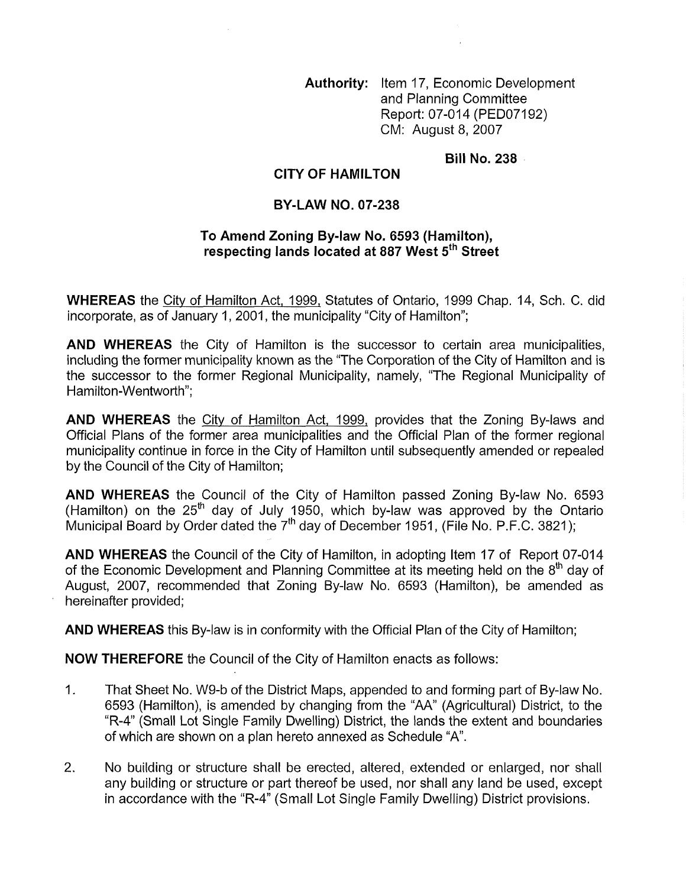**Authority:** Item 17, Economic Development and Planning Committee Report: 07-014 (PED07192) CM: August 8, 2007

**Bill No. 238**

# CITY OF HAMILTON

## BY-LAW NO. 07-238

### To Amend Zoning By-law No. 6593 (Hamilton), respecting lands located at 887 West 5th Street

**WHEREAS** the City of Hamilton Act, 1999, Statutes of Ontario, 1999 Chap. 14, Sch. C. did incorporate, as of January 1, 2001, the municipality "City of Hamilton";

**AND WHEREAS** the City of Hamilton is the successor to certain area municipalities, including the former municipality known as the "The Corporation of the City of Hamilton and is the successor to the former Regional Municipality, namely, "The Regional Municipality of Hamilton-Wentworth";

**AND WHEREAS** the City of Hamilton Act, 1999, provides that the Zoning By-laws and Official Plans of the former area municipalities and the Official Plan of the former regional municipality continue in force in the City of Hamilton until subsequently amended or repealed by the Council of the City of Hamilton;

**AND WHEREAS** the Council of the City of Hamilton passed Zoning By-law No. 6593 (Hamilton) on the 25th day of July 1950, which by-law was approved by the Ontario Municipal Board by Order dated the 7th day of December 1951, (File No. P.F.C. 3821);

**AND WHEREAS** the Council of the City of Hamilton, in adopting Item 17 of Report 07-014 of the Economic Development and Planning Committee at its meeting held on the 8th day of August, 2007, recommended that Zoning By-law No. 6593 (Hamilton), be amended as hereinafter provided;

**AND WHEREAS** this By-law is in conformity with the Official Plan of the City of Hamilton;

**NOW THEREFORE** the Council of the City of Hamilton enacts as follows:

1. That Sheet No. W9-b of the District Maps, appended to and forming part of By-law No. 6593 (Hamilton), is amended by changing from the "AA" (Agricultural) District, to the "R-4" (Small Lot Single Family Dwelling) District, the lands the extent and boundaries of which are shown on a plan hereto annexed as Schedule "A".

2. No building or structure shall be erected, altered, extended or enlarged, nor shall any building or structure or part thereof be used, nor shall any land be used, except in accordance with the "R-4" (Small Lot Single Family Dwelling) District provisions.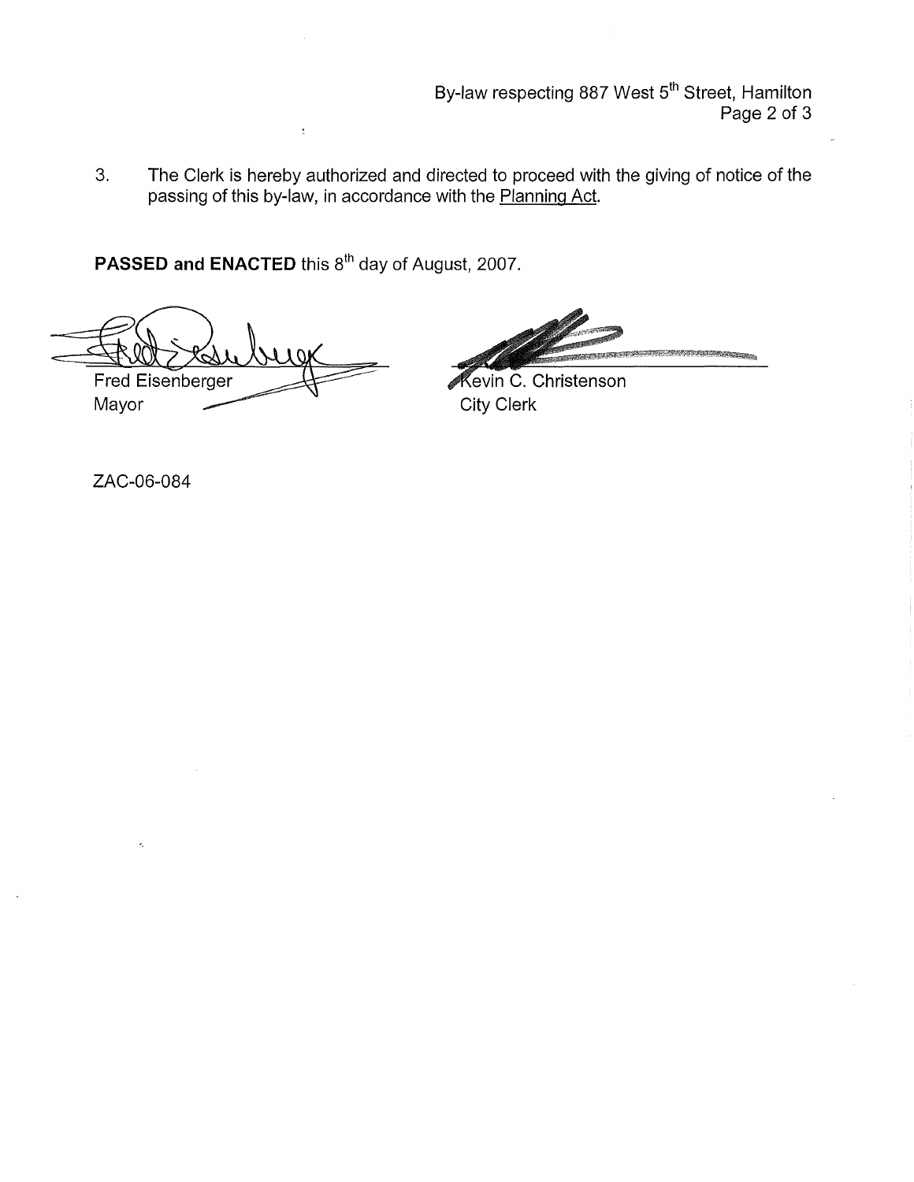3. The Clerk is hereby authorized and directed to proceed with the giving of notice of the passing of this by-law, in accordance with the Planning Act.

**PASSED and ENACTED** this 8th day of August, 2007.

Fred Eisenberger
Mayor

Kevin C. Christenson
City Clerk

ZAC-06-084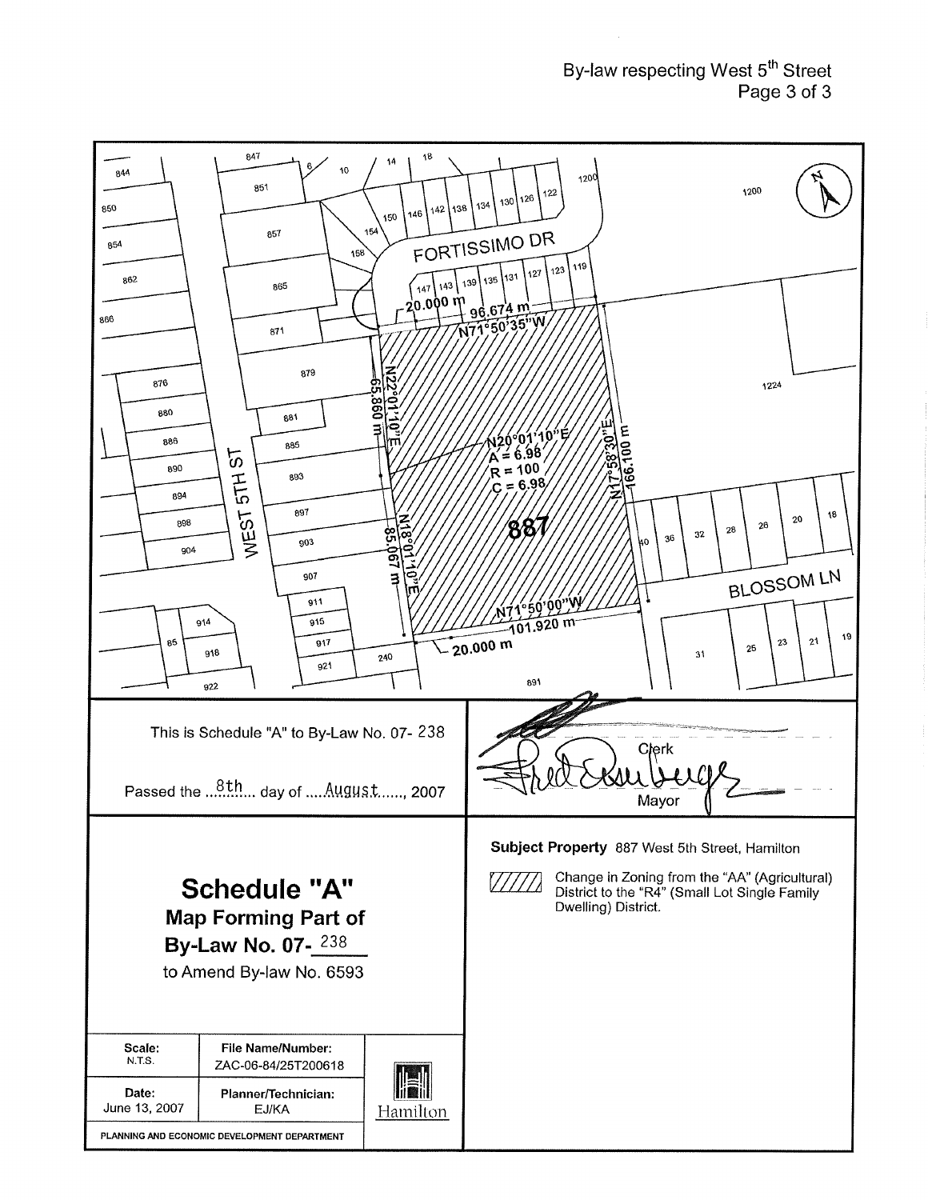FORTISSIMO DR

20.000 m

96.674 m

N71°50'35"W

65.860 m

N22°01'10"E

N20°01'10"E

A = 6.98

R = 100

C = 6.98

N17°58'30"E

166.100 m

887

85.067 m

N18°01'10"E

N71°50'00"W

101.920 m

20.000 m

WEST 5TH ST

BLOSSOM LN

This is Schedule "A" to By-Law No. 07- 238

Passed the 8th day of August, 2007

Clerk

Mayor

# Schedule "A"

## Map Forming Part of

## By-Law No. 07- 238

to Amend By-law No. 6593

**Subject Property** 887 West 5th Street, Hamilton

Change in Zoning from the "AA" (Agricultural) District to the "R4" (Small Lot Single Family Dwelling) District.

| Scale: | File Name/Number: | |
|---|---|---|
| N.T.S. | ZAC-06-84/25T200618 | |
| Date: | Planner/Technician: | Hamilton |
| June 13, 2007 | EJ/KA | |

PLANNING AND ECONOMIC DEVELOPMENT DEPARTMENT